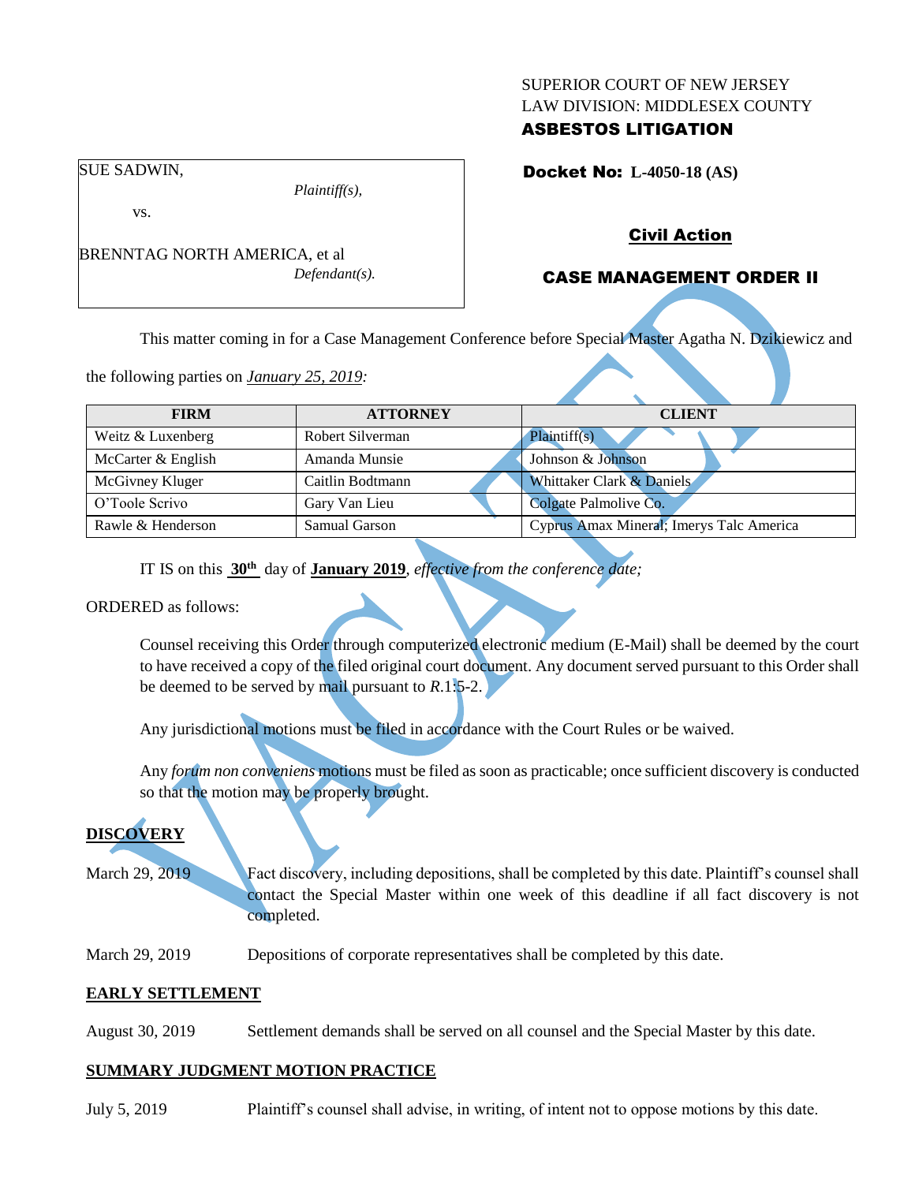SUPERIOR COURT OF NEW JERSEY
LAW DIVISION: MIDDLESEX COUNTY
**ASBESTOS LITIGATION**

SUE SADWIN,
*Plaintiff(s),*

vs.

BRENNTAG NORTH AMERICA, et al
*Defendant(s).*

**Docket No: L-4050-18 (AS)**

**Civil Action**

**CASE MANAGEMENT ORDER II**

This matter coming in for a Case Management Conference before Special Master Agatha N. Dzikiewicz and the following parties on ***January 25, 2019:***

| FIRM | ATTORNEY | CLIENT |
|---|---|---|
| Weitz & Luxenberg | Robert Silverman | Plaintiff(s) |
| McCarter & English | Amanda Munsie | Johnson & Johnson |
| McGivney Kluger | Caitlin Bodtmann | Whittaker Clark & Daniels |
| O'Toole Scrivo | Gary Van Lieu | Colgate Palmolive Co. |
| Rawle & Henderson | Samual Garson | Cyprus Amax Mineral; Imerys Talc America |

IT IS on this **30th** day of **January 2019**, *effective from the conference date;*

ORDERED as follows:

Counsel receiving this Order through computerized electronic medium (E-Mail) shall be deemed by the court to have received a copy of the filed original court document. Any document served pursuant to this Order shall be deemed to be served by mail pursuant to *R*.1:5-2.

Any jurisdictional motions must be filed in accordance with the Court Rules or be waived.

Any *forum non conveniens* motions must be filed as soon as practicable; once sufficient discovery is conducted so that the motion may be properly brought.

**DISCOVERY**

March 29, 2019 Fact discovery, including depositions, shall be completed by this date. Plaintiff's counsel shall contact the Special Master within one week of this deadline if all fact discovery is not completed.

March 29, 2019 Depositions of corporate representatives shall be completed by this date.

**EARLY SETTLEMENT**

August 30, 2019 Settlement demands shall be served on all counsel and the Special Master by this date.

**SUMMARY JUDGMENT MOTION PRACTICE**

July 5, 2019 Plaintiff's counsel shall advise, in writing, of intent not to oppose motions by this date.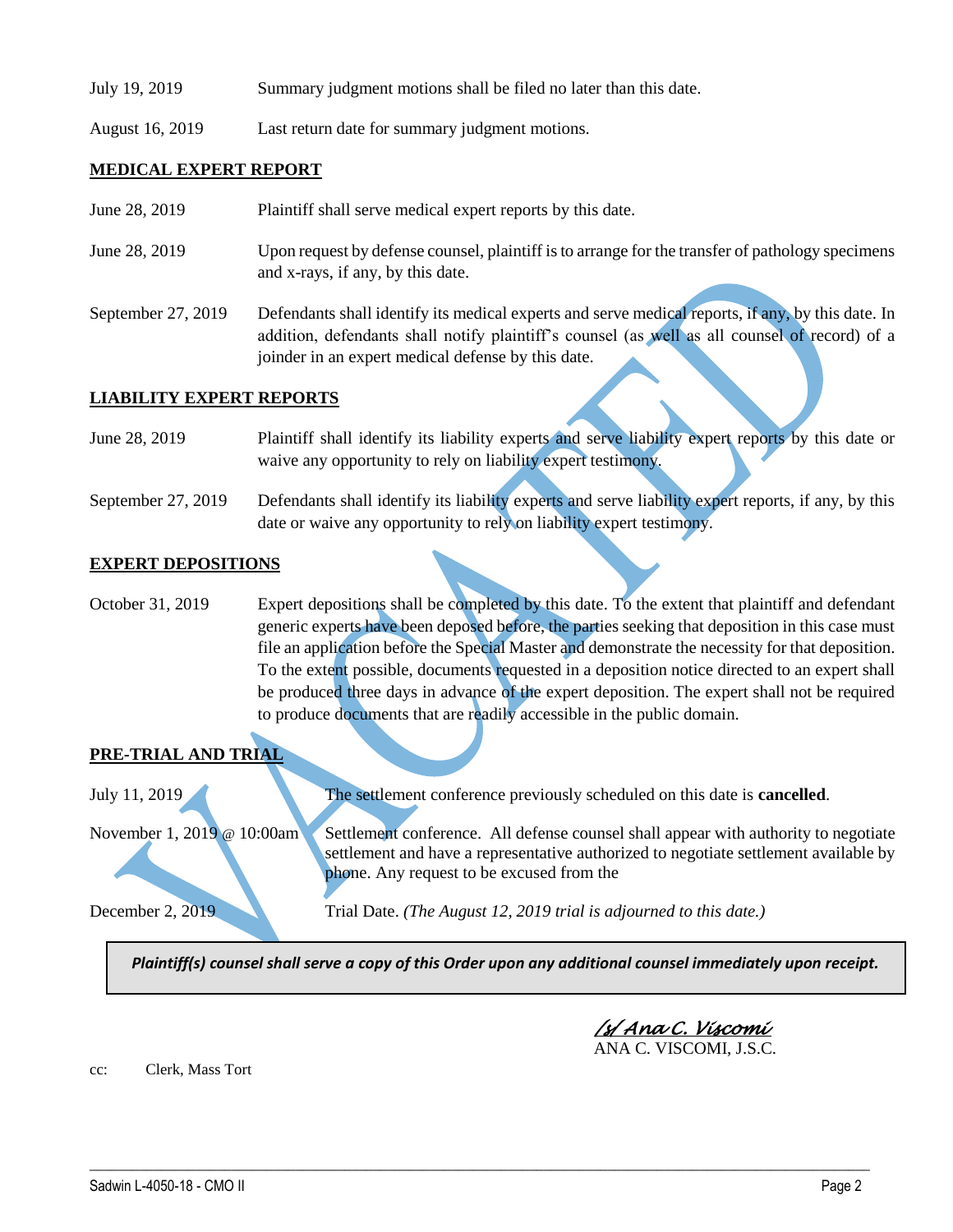| | |
|---|---|
| July 19, 2019 | Summary judgment motions shall be filed no later than this date. |
| August 16, 2019 | Last return date for summary judgment motions. |

**MEDICAL EXPERT REPORT**

| | |
|---|---|
| June 28, 2019 | Plaintiff shall serve medical expert reports by this date. |
| June 28, 2019 | Upon request by defense counsel, plaintiff is to arrange for the transfer of pathology specimens and x-rays, if any, by this date. |
| September 27, 2019 | Defendants shall identify its medical experts and serve medical reports, if any, by this date. In addition, defendants shall notify plaintiff's counsel (as well as all counsel of record) of a joinder in an expert medical defense by this date. |

**LIABILITY EXPERT REPORTS**

| | |
|---|---|
| June 28, 2019 | Plaintiff shall identify its liability experts and serve liability expert reports by this date or waive any opportunity to rely on liability expert testimony. |
| September 27, 2019 | Defendants shall identify its liability experts and serve liability expert reports, if any, by this date or waive any opportunity to rely on liability expert testimony. |

**EXPERT DEPOSITIONS**

| | |
|---|---|
| October 31, 2019 | Expert depositions shall be completed by this date. To the extent that plaintiff and defendant generic experts have been deposed before, the parties seeking that deposition in this case must file an application before the Special Master and demonstrate the necessity for that deposition. To the extent possible, documents requested in a deposition notice directed to an expert shall be produced three days in advance of the expert deposition. The expert shall not be required to produce documents that are readily accessible in the public domain. |

**PRE-TRIAL AND TRIAL**

| | |
|---|---|
| July 11, 2019 | The settlement conference previously scheduled on this date is **cancelled**. |
| November 1, 2019 @ 10:00am | Settlement conference. All defense counsel shall appear with authority to negotiate settlement and have a representative authorized to negotiate settlement available by phone. Any request to be excused from the |
| December 2, 2019 | Trial Date. *(The August 12, 2019 trial is adjourned to this date.)* |

***Plaintiff(s) counsel shall serve a copy of this Order upon any additional counsel immediately upon receipt.***

/s/ Ana C. Viscomi
ANA C. VISCOMI, J.S.C.

cc: Clerk, Mass Tort

VACATED